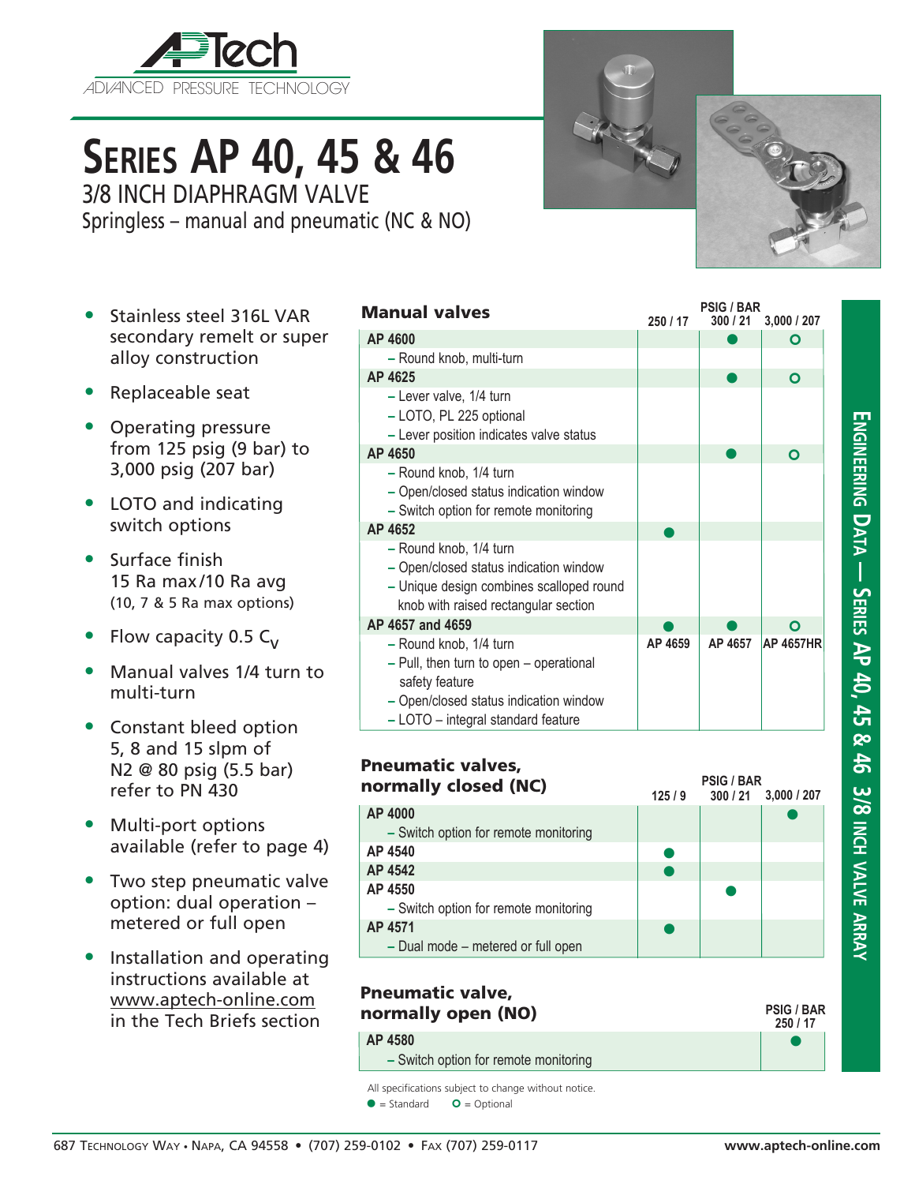AP Tech
ADVANCED PRESSURE TECHNOLOGY

# SERIES AP 40, 45 & 46

## 3/8 INCH DIAPHRAGM VALVE

Springless – manual and pneumatic (NC & NO)

- Stainless steel 316L VAR secondary remelt or super alloy construction
- Replaceable seat
- Operating pressure from 125 psig (9 bar) to 3,000 psig (207 bar)
- LOTO and indicating switch options
- Surface finish 15 Ra max/10 Ra avg (10, 7 & 5 Ra max options)
- Flow capacity 0.5 $C_V$
- Manual valves 1/4 turn to multi-turn
- Constant bleed option 5, 8 and 15 slpm of $N_2$ @ 80 psig (5.5 bar) refer to PN 430
- Multi-port options available (refer to page 4)
- Two step pneumatic valve option: dual operation – metered or full open
- Installation and operating instructions available at www.aptech-online.com in the Tech Briefs section

### Manual valves

| | PSIG / BAR 250 / 17 | PSIG / BAR 300 / 21 | PSIG / BAR 3,000 / 207 |
|---|---|---|---|
| **AP 4600** | | ● | ○ |
| – Round knob, multi-turn | | | |
| **AP 4625** | | ● | ○ |
| – Lever valve, 1/4 turn<br>– LOTO, PL 225 optional<br>– Lever position indicates valve status | | | |
| **AP 4650** | | ● | ○ |
| – Round knob, 1/4 turn<br>– Open/closed status indication window<br>– Switch option for remote monitoring | | | |
| **AP 4652** | ● | | |
| – Round knob, 1/4 turn<br>– Open/closed status indication window<br>– Unique design combines scalloped round knob with raised rectangular section | | | |
| **AP 4657 and 4659** | ● | ● | ○ |
| – Round knob, 1/4 turn<br>– Pull, then turn to open – operational safety feature<br>– Open/closed status indication window<br>– LOTO – integral standard feature | AP 4659 | AP 4657 | AP 4657HR |

### Pneumatic valves, normally closed (NC)

| | PSIG / BAR 125 / 9 | PSIG / BAR 300 / 21 | PSIG / BAR 3,000 / 207 |
|---|---|---|---|
| **AP 4000** | | | ● |
| – Switch option for remote monitoring | | | |
| **AP 4540** | ● | | |
| **AP 4542** | ● | | |
| **AP 4550** | | ● | |
| – Switch option for remote monitoring | | | |
| **AP 4571** | ● | | |
| – Dual mode – metered or full open | | | |

### Pneumatic valve, normally open (NO)

| | PSIG / BAR 250 / 17 |
|---|---|
| **AP 4580** | ● |
| – Switch option for remote monitoring | |

All specifications subject to change without notice.

● = Standard ○ = Optional

ENGINEERING DATA — SERIES AP 40, 45 & 46 3/8 INCH VALVE ARRAY

687 Technology Way • Napa, CA 94558 • (707) 259-0102 • Fax (707) 259-0117 www.aptech-online.com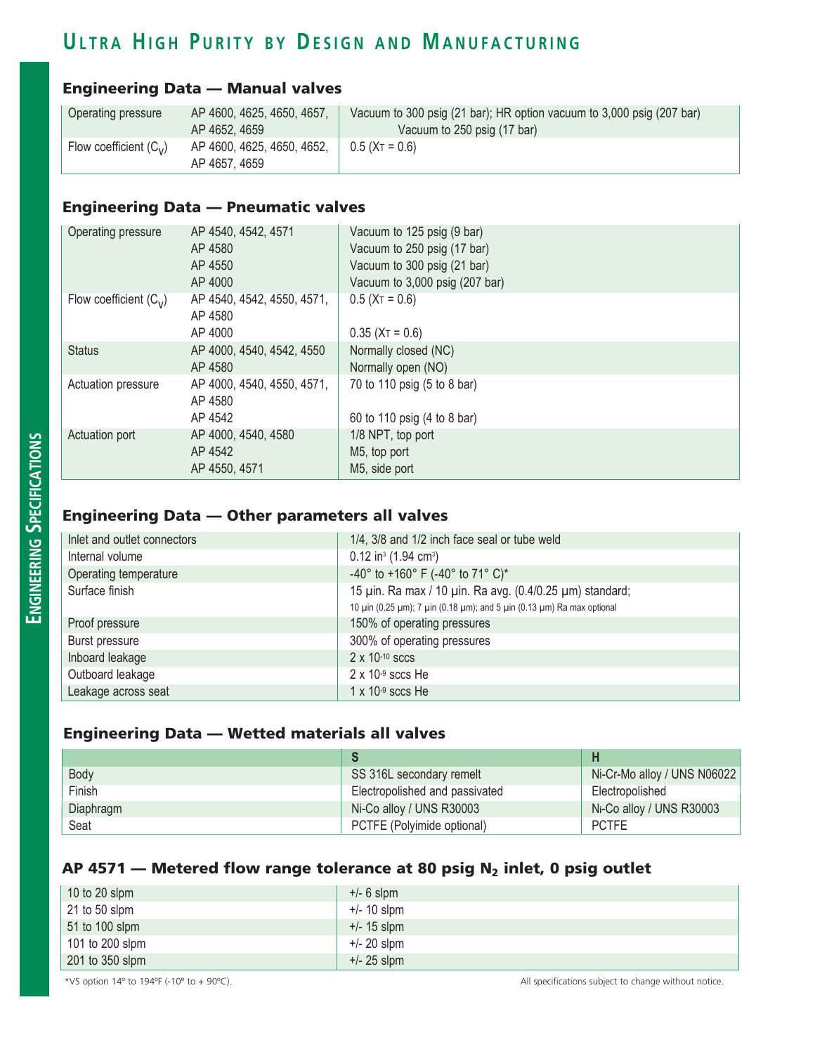# Ultra High Purity by Design and Manufacturing

## Engineering Data — Manual valves

| | | |
|---|---|---|
| Operating pressure | AP 4600, 4625, 4650, 4657, AP 4652, 4659 | Vacuum to 300 psig (21 bar); HR option vacuum to 3,000 psig (207 bar) Vacuum to 250 psig (17 bar) |
| Flow coefficient ($C_V$) | AP 4600, 4625, 4650, 4652, AP 4657, 4659 | 0.5 ($X_T$ = 0.6) |

## Engineering Data — Pneumatic valves

| | | |
|---|---|---|
| Operating pressure | AP 4540, 4542, 4571 | Vacuum to 125 psig (9 bar) |
| | AP 4580 | Vacuum to 250 psig (17 bar) |
| | AP 4550 | Vacuum to 300 psig (21 bar) |
| | AP 4000 | Vacuum to 3,000 psig (207 bar) |
| Flow coefficient ($C_V$) | AP 4540, 4542, 4550, 4571, AP 4580 | 0.5 ($X_T$ = 0.6) |
| | AP 4000 | 0.35 ($X_T$ = 0.6) |
| Status | AP 4000, 4540, 4542, 4550 | Normally closed (NC) |
| | AP 4580 | Normally open (NO) |
| Actuation pressure | AP 4000, 4540, 4550, 4571, AP 4580 | 70 to 110 psig (5 to 8 bar) |
| | AP 4542 | 60 to 110 psig (4 to 8 bar) |
| Actuation port | AP 4000, 4540, 4580 | 1/8 NPT, top port |
| | AP 4542 | M5, top port |
| | AP 4550, 4571 | M5, side port |

## Engineering Data — Other parameters all valves

| | |
|---|---|
| Inlet and outlet connectors | 1/4, 3/8 and 1/2 inch face seal or tube weld |
| Internal volume | 0.12 in$^3$ (1.94 cm$^3$) |
| Operating temperature | -40° to +160° F (-40° to 71° C)* |
| Surface finish | 15 µin. Ra max / 10 µin. Ra avg. (0.4/0.25 µm) standard; 10 µin (0.25 µm); 7 µin (0.18 µm); and 5 µin (0.13 µm) Ra max optional |
| Proof pressure | 150% of operating pressures |
| Burst pressure | 300% of operating pressures |
| Inboard leakage | 2 x $10^{-10}$ sccs |
| Outboard leakage | 2 x $10^{-9}$ sccs He |
| Leakage across seat | 1 x $10^{-9}$ sccs He |

## Engineering Data — Wetted materials all valves

| | S | H |
|---|---|---|
| Body | SS 316L secondary remelt | Ni-Cr-Mo alloy / UNS N06022 |
| Finish | Electropolished and passivated | Electropolished |
| Diaphragm | Ni-Co alloy / UNS R30003 | Ni-Co alloy / UNS R30003 |
| Seat | PCTFE (Polyimide optional) | PCTFE |

## AP 4571 — Metered flow range tolerance at 80 psig $N_2$ inlet, 0 psig outlet

| | |
|---|---|
| 10 to 20 slpm | +/- 6 slpm |
| 21 to 50 slpm | +/- 10 slpm |
| 51 to 100 slpm | +/- 15 slpm |
| 101 to 200 slpm | +/- 20 slpm |
| 201 to 350 slpm | +/- 25 slpm |

*VS option 14º to 194ºF (-10º to + 90ºC).

All specifications subject to change without notice.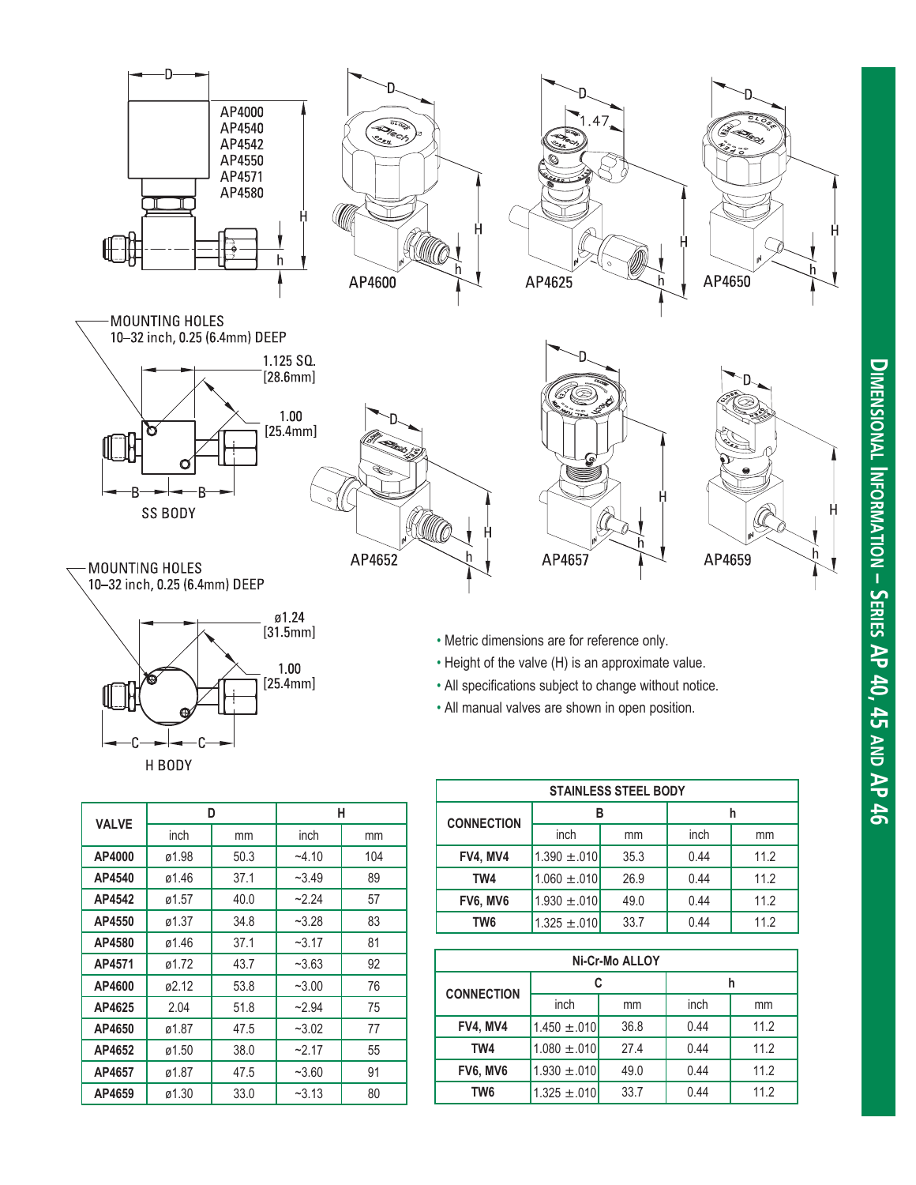## Dimensional Information – Series AP 40, 45 and AP 46

AP4000
AP4540
AP4542
AP4550
AP4571
AP4580

AP4600 AP4625 AP4650

MOUNTING HOLES
10–32 inch, 0.25 (6.4mm) DEEP

1.125 SQ. [28.6mm]

1.00 [25.4mm]

SS BODY

AP4652 AP4657 AP4659

MOUNTING HOLES
10–32 inch, 0.25 (6.4mm) DEEP

ø1.24 [31.5mm]

1.00 [25.4mm]

H BODY

- Metric dimensions are for reference only.
- Height of the valve (H) is an approximate value.
- All specifications subject to change without notice.
- All manual valves are shown in open position.

| VALVE | D | | H | |
|---|---|---|---|---|
| | inch | mm | inch | mm |
| AP4000 | ø1.98 | 50.3 | ~4.10 | 104 |
| AP4540 | ø1.46 | 37.1 | ~3.49 | 89 |
| AP4542 | ø1.57 | 40.0 | ~2.24 | 57 |
| AP4550 | ø1.37 | 34.8 | ~3.28 | 83 |
| AP4580 | ø1.46 | 37.1 | ~3.17 | 81 |
| AP4571 | ø1.72 | 43.7 | ~3.63 | 92 |
| AP4600 | ø2.12 | 53.8 | ~3.00 | 76 |
| AP4625 | 2.04 | 51.8 | ~2.94 | 75 |
| AP4650 | ø1.87 | 47.5 | ~3.02 | 77 |
| AP4652 | ø1.50 | 38.0 | ~2.17 | 55 |
| AP4657 | ø1.87 | 47.5 | ~3.60 | 91 |
| AP4659 | ø1.30 | 33.0 | ~3.13 | 80 |

**STAINLESS STEEL BODY**

| CONNECTION | B | | h | |
|---|---|---|---|---|
| | inch | mm | inch | mm |
| FV4, MV4 | 1.390 ±.010 | 35.3 | 0.44 | 11.2 |
| TW4 | 1.060 ±.010 | 26.9 | 0.44 | 11.2 |
| FV6, MV6 | 1.930 ±.010 | 49.0 | 0.44 | 11.2 |
| TW6 | 1.325 ±.010 | 33.7 | 0.44 | 11.2 |

**Ni-Cr-Mo ALLOY**

| CONNECTION | C | | h | |
|---|---|---|---|---|
| | inch | mm | inch | mm |
| FV4, MV4 | 1.450 ±.010 | 36.8 | 0.44 | 11.2 |
| TW4 | 1.080 ±.010 | 27.4 | 0.44 | 11.2 |
| FV6, MV6 | 1.930 ±.010 | 49.0 | 0.44 | 11.2 |
| TW6 | 1.325 ±.010 | 33.7 | 0.44 | 11.2 |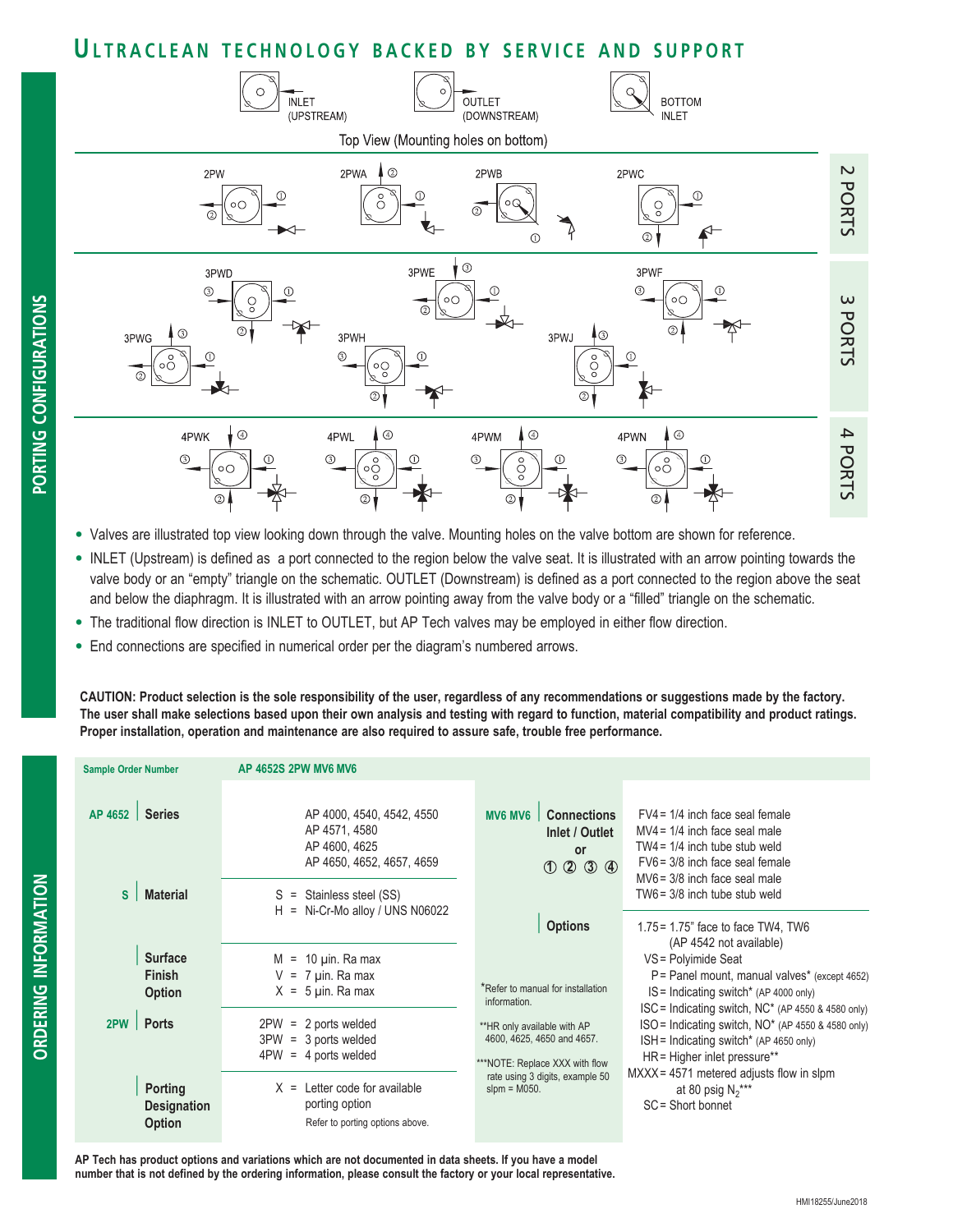# ULTRACLEAN TECHNOLOGY BACKED BY SERVICE AND SUPPORT

## PORTING CONFIGURATIONS

INLET (UPSTREAM)

OUTLET (DOWNSTREAM)

BOTTOM INLET

Top View (Mounting holes on bottom)

**2 PORTS**

2PW

2PWA

2PWB

2PWC

**3 PORTS**

3PWD

3PWE

3PWF

3PWG

3PWH

3PWJ

**4 PORTS**

4PWK

4PWL

4PWM

4PWN

- Valves are illustrated top view looking down through the valve. Mounting holes on the valve bottom are shown for reference.
- INLET (Upstream) is defined as a port connected to the region below the valve seat. It is illustrated with an arrow pointing towards the valve body or an "empty" triangle on the schematic. OUTLET (Downstream) is defined as a port connected to the region above the seat and below the diaphragm. It is illustrated with an arrow pointing away from the valve body or a "filled" triangle on the schematic.
- The traditional flow direction is INLET to OUTLET, but AP Tech valves may be employed in either flow direction.
- End connections are specified in numerical order per the diagram's numbered arrows.

**CAUTION: Product selection is the sole responsibility of the user, regardless of any recommendations or suggestions made by the factory. The user shall make selections based upon their own analysis and testing with regard to function, material compatibility and product ratings. Proper installation, operation and maintenance are also required to assure safe, trouble free performance.**

## ORDERING INFORMATION

| Sample Order Number | AP 4652S 2PW MV6 MV6 | | |
|---|---|---|---|
| **AP 4652** \| **Series** | AP 4000, 4540, 4542, 4550<br>AP 4571, 4580<br>AP 4600, 4625<br>AP 4650, 4652, 4657, 4659 | **MV6 MV6** \| **Connections Inlet / Outlet or ① ② ③ ④** | FV4 = 1/4 inch face seal female<br>MV4 = 1/4 inch face seal male<br>TW4 = 1/4 inch tube stub weld<br>FV6 = 3/8 inch face seal female<br>MV6 = 3/8 inch face seal male<br>TW6 = 3/8 inch tube stub weld |
| **S** \| **Material** | S = Stainless steel (SS)<br>H = Ni-Cr-Mo alloy / UNS N06022 | \| **Options** | 1.75 = 1.75" face to face TW4, TW6 (AP 4542 not available)<br>VS = Polyimide Seat<br>P = Panel mount, manual valves* (except 4652)<br>IS = Indicating switch* (AP 4000 only)<br>ISC = Indicating switch, NC* (AP 4550 & 4580 only)<br>ISO = Indicating switch, NO* (AP 4550 & 4580 only)<br>ISH = Indicating switch* (AP 4650 only)<br>HR = Higher inlet pressure**<br>MXXX = 4571 metered adjusts flow in slpm at 80 psig $N_2$*** <br>SC = Short bonnet |
| \| **Surface Finish Option** | M = 10 µin. Ra max<br>V = 7 µin. Ra max<br>X = 5 µin. Ra max | *Refer to manual for installation information. | |
| **2PW** \| **Ports** | 2PW = 2 ports welded<br>3PW = 3 ports welded<br>4PW = 4 ports welded | **HR only available with AP 4600, 4625, 4650 and 4657. | |
| \| **Porting Designation Option** | X = Letter code for available porting option<br>Refer to porting options above. | ***NOTE: Replace XXX with flow rate using 3 digits, example 50 slpm = M050. | |

**AP Tech has product options and variations which are not documented in data sheets. If you have a model number that is not defined by the ordering information, please consult the factory or your local representative.**

HMI18255/June2018